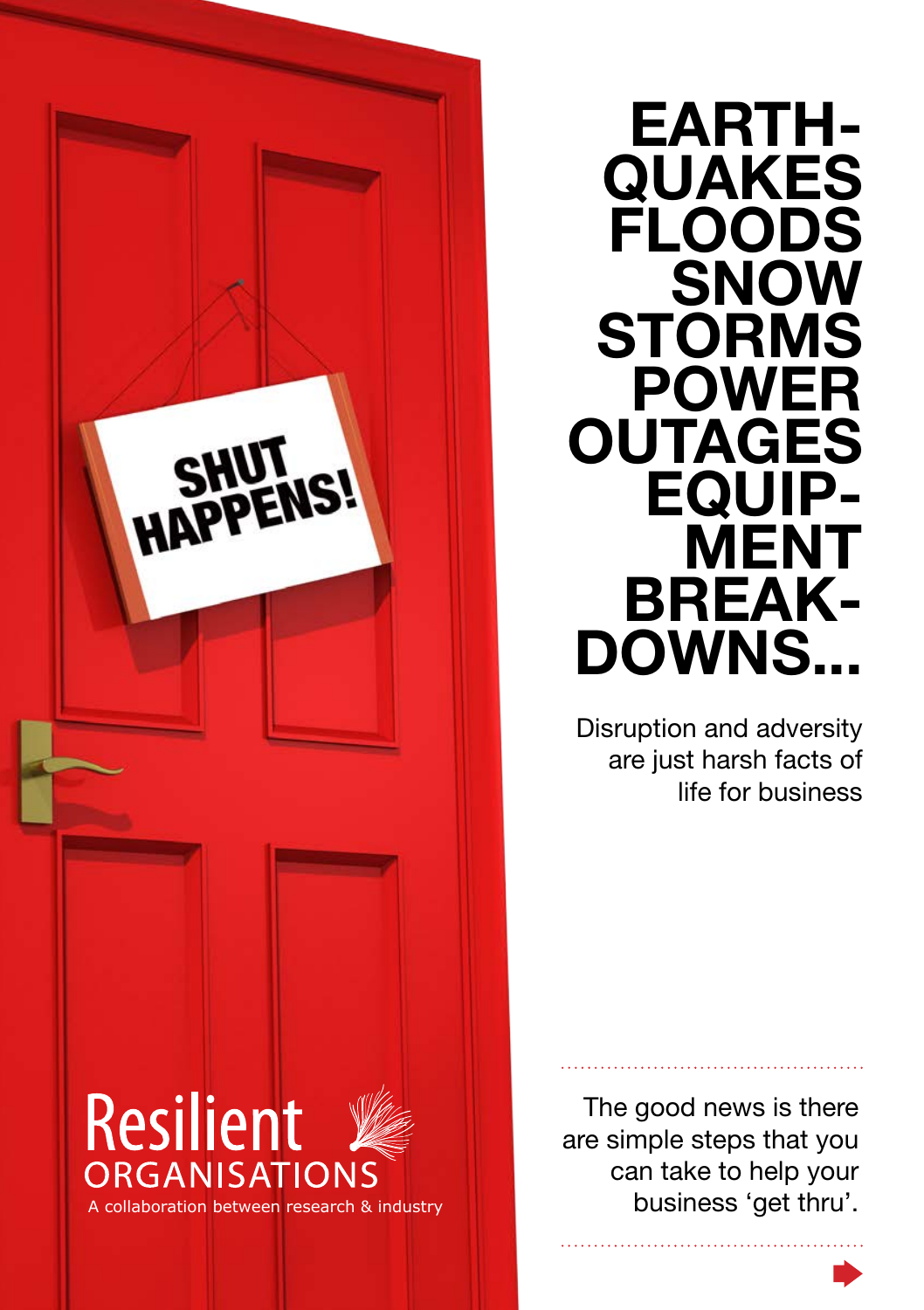SHUT HAPPENS!

# EARTHQUAKES FLOODS SNOW STORMS POWER OUTAGES EQUIPMENT BREAKDOWNS...

Disruption and adversity are just harsh facts of life for business

The good news is there are simple steps that you can take to help your business 'get thru'.

Resilient ORGANISATIONS

A collaboration between research & industry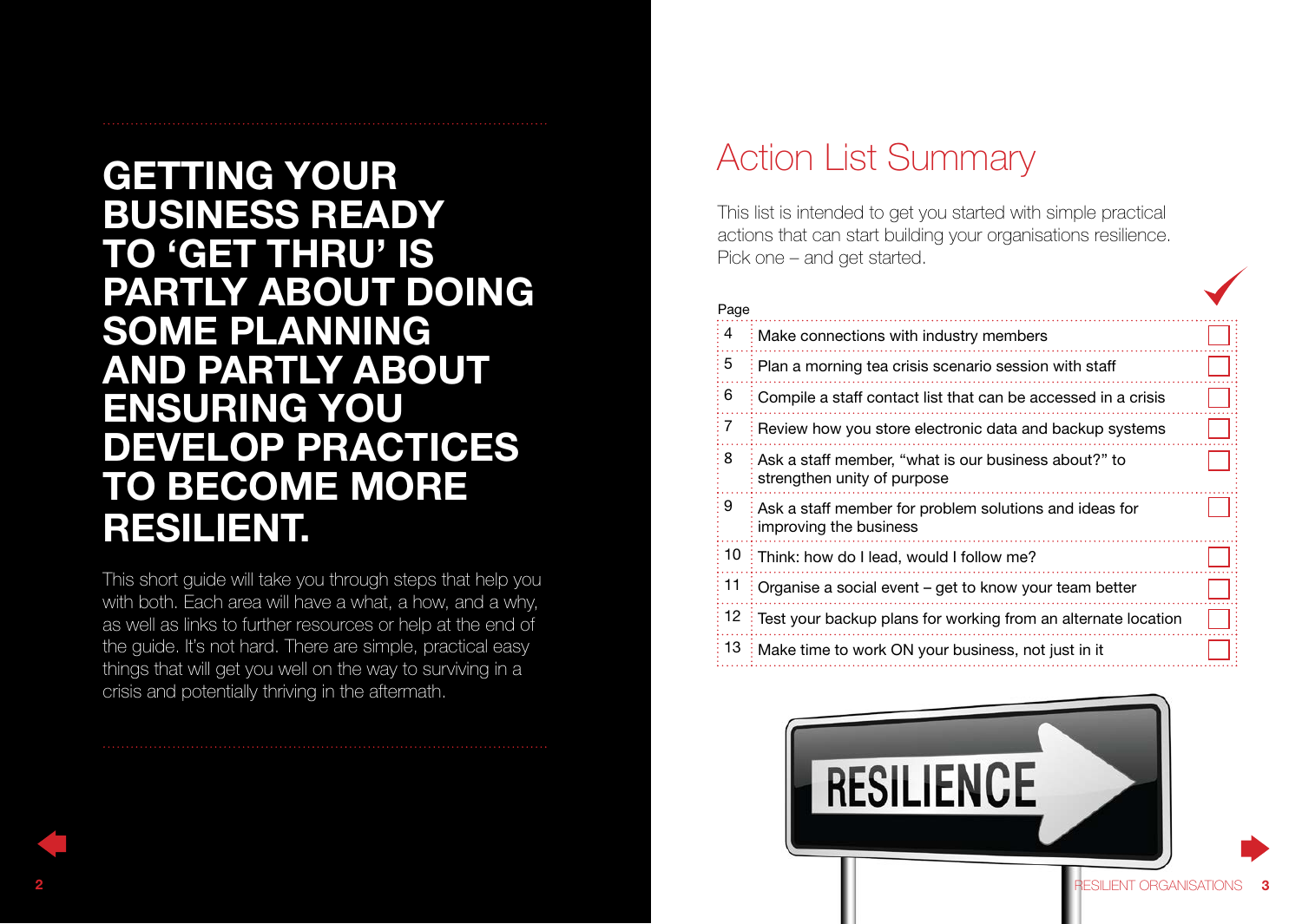# GETTING YOUR BUSINESS READY TO 'GET THRU' IS PARTLY ABOUT DOING SOME PLANNING AND PARTLY ABOUT ENSURING YOU DEVELOP PRACTICES TO BECOME MORE RESILIENT.

This short guide will take you through steps that help you with both. Each area will have a what, a how, and a why, as well as links to further resources or help at the end of the guide. It's not hard. There are simple, practical easy things that will get you well on the way to surviving in a crisis and potentially thriving in the aftermath.

## Action List Summary

This list is intended to get you started with simple practical actions that can start building your organisations resilience. Pick one – and get started.

| Page | | ✓ |
|---|---|---|
| 4 | Make connections with industry members | ☐ |
| 5 | Plan a morning tea crisis scenario session with staff | ☐ |
| 6 | Compile a staff contact list that can be accessed in a crisis | ☐ |
| 7 | Review how you store electronic data and backup systems | ☐ |
| 8 | Ask a staff member, "what is our business about?" to strengthen unity of purpose | ☐ |
| 9 | Ask a staff member for problem solutions and ideas for improving the business | ☐ |
| 10 | Think: how do I lead, would I follow me? | ☐ |
| 11 | Organise a social event – get to know your team better | ☐ |
| 12 | Test your backup plans for working from an alternate location | ☐ |
| 13 | Make time to work ON your business, not just in it | ☐ |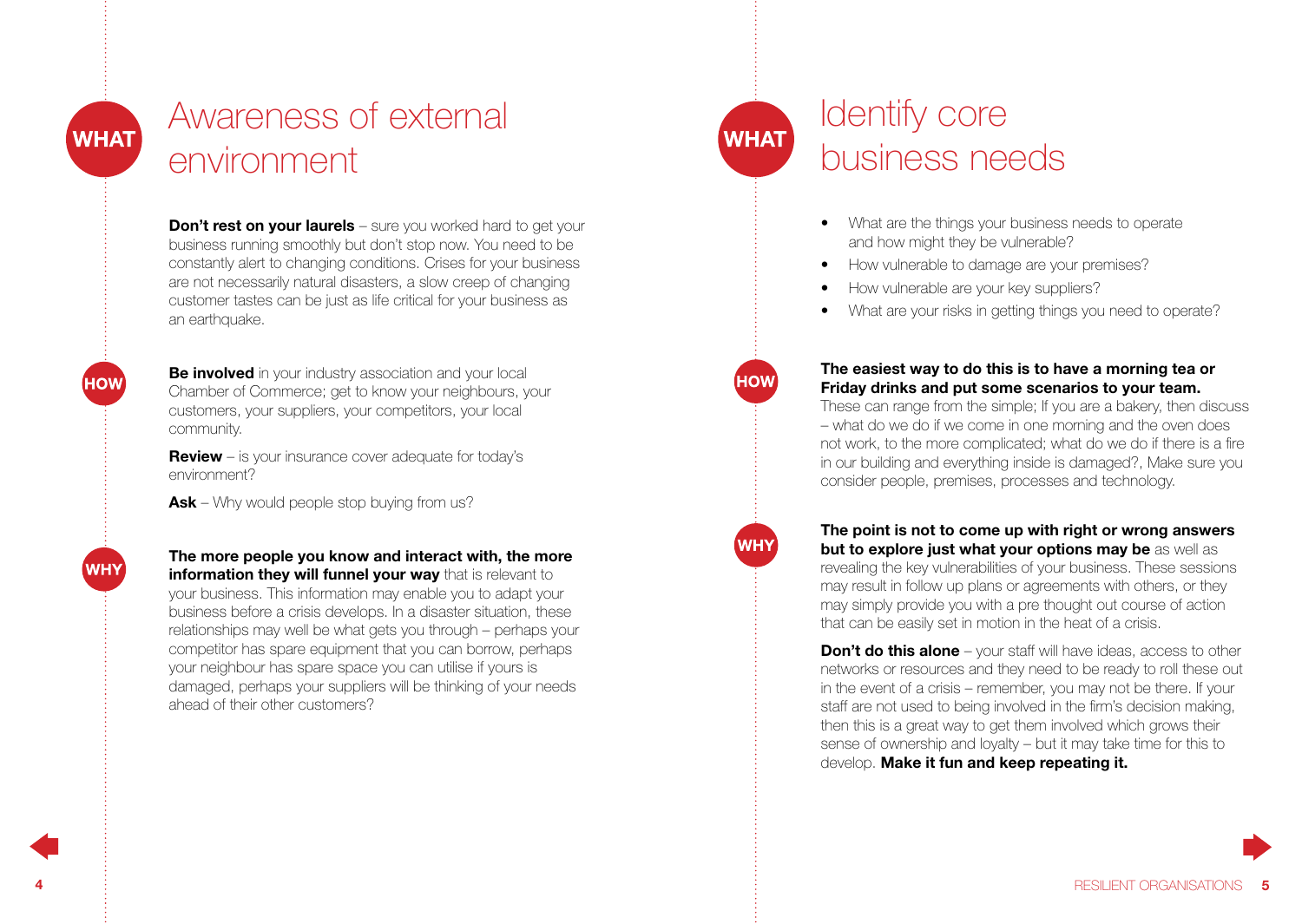# Awareness of external environment

**WHAT**

**Don't rest on your laurels** – sure you worked hard to get your business running smoothly but don't stop now. You need to be constantly alert to changing conditions. Crises for your business are not necessarily natural disasters, a slow creep of changing customer tastes can be just as life critical for your business as an earthquake.

**HOW**

**Be involved** in your industry association and your local Chamber of Commerce; get to know your neighbours, your customers, your suppliers, your competitors, your local community.

**Review** – is your insurance cover adequate for today's environment?

**Ask** – Why would people stop buying from us?

**WHY**

**The more people you know and interact with, the more information they will funnel your way** that is relevant to your business. This information may enable you to adapt your business before a crisis develops. In a disaster situation, these relationships may well be what gets you through – perhaps your competitor has spare equipment that you can borrow, perhaps your neighbour has spare space you can utilise if yours is damaged, perhaps your suppliers will be thinking of your needs ahead of their other customers?

# Identify core business needs

**WHAT**

- What are the things your business needs to operate and how might they be vulnerable?
- How vulnerable to damage are your premises?
- How vulnerable are your key suppliers?
- What are your risks in getting things you need to operate?

**HOW**

**The easiest way to do this is to have a morning tea or Friday drinks and put some scenarios to your team.** These can range from the simple; If you are a bakery, then discuss – what do we do if we come in one morning and the oven does not work, to the more complicated; what do we do if there is a fire in our building and everything inside is damaged?, Make sure you consider people, premises, processes and technology.

**WHY**

**The point is not to come up with right or wrong answers but to explore just what your options may be** as well as revealing the key vulnerabilities of your business. These sessions may result in follow up plans or agreements with others, or they may simply provide you with a pre thought out course of action that can be easily set in motion in the heat of a crisis.

**Don't do this alone** – your staff will have ideas, access to other networks or resources and they need to be ready to roll these out in the event of a crisis – remember, you may not be there. If your staff are not used to being involved in the firm's decision making, then this is a great way to get them involved which grows their sense of ownership and loyalty – but it may take time for this to develop. **Make it fun and keep repeating it.**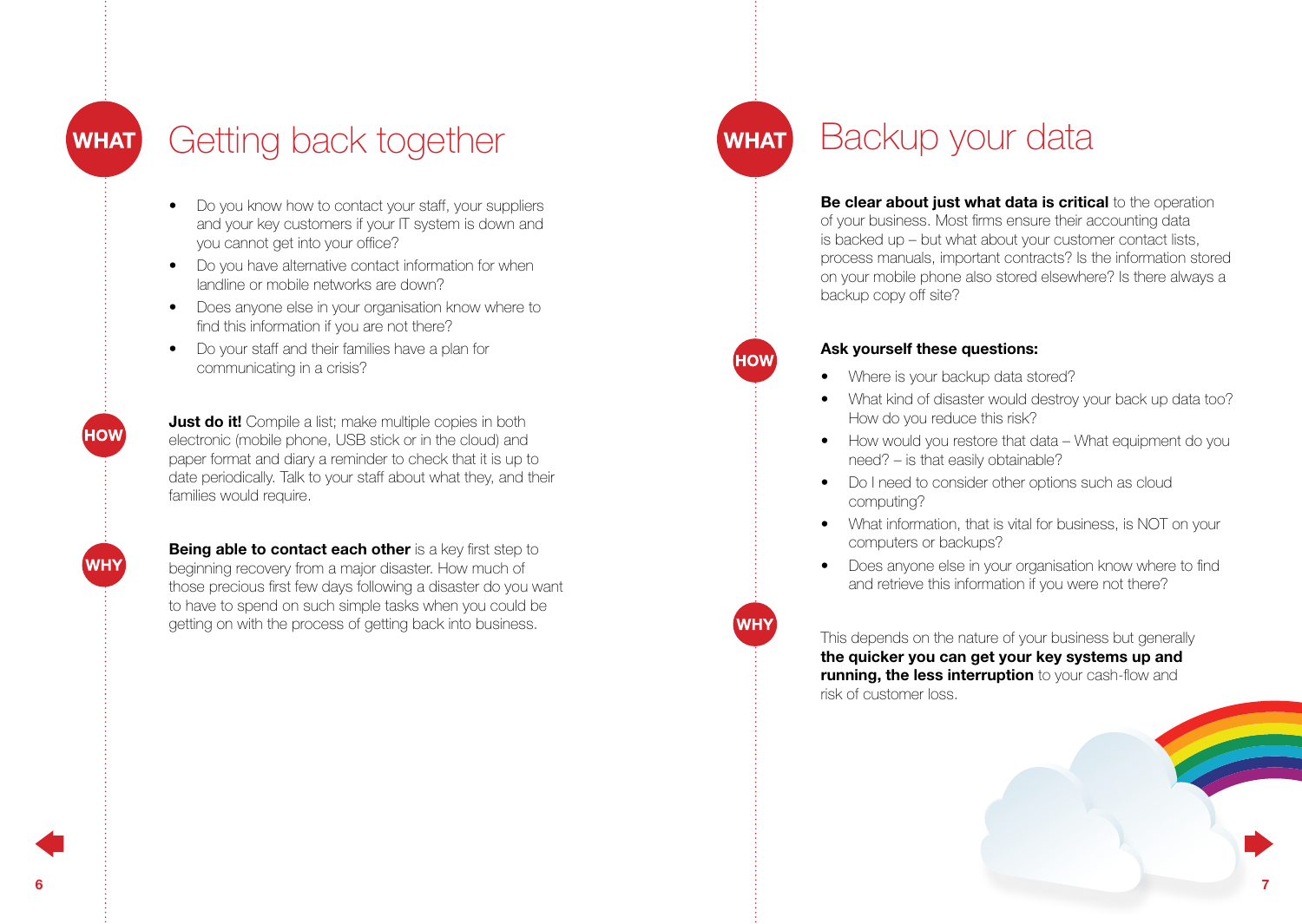## Getting back together

WHAT

- Do you know how to contact your staff, your suppliers and your key customers if your IT system is down and you cannot get into your office?
- Do you have alternative contact information for when landline or mobile networks are down?
- Does anyone else in your organisation know where to find this information if you are not there?
- Do your staff and their families have a plan for communicating in a crisis?

HOW

**Just do it!** Compile a list; make multiple copies in both electronic (mobile phone, USB stick or in the cloud) and paper format and diary a reminder to check that it is up to date periodically. Talk to your staff about what they, and their families would require.

WHY

**Being able to contact each other** is a key first step to beginning recovery from a major disaster. How much of those precious first few days following a disaster do you want to have to spend on such simple tasks when you could be getting on with the process of getting back into business.

## Backup your data

WHAT

**Be clear about just what data is critical** to the operation of your business. Most firms ensure their accounting data is backed up – but what about your customer contact lists, process manuals, important contracts? Is the information stored on your mobile phone also stored elsewhere? Is there always a backup copy off site?

HOW

**Ask yourself these questions:**

- Where is your backup data stored?
- What kind of disaster would destroy your back up data too? How do you reduce this risk?
- How would you restore that data – What equipment do you need? – is that easily obtainable?
- Do I need to consider other options such as cloud computing?
- What information, that is vital for business, is NOT on your computers or backups?
- Does anyone else in your organisation know where to find and retrieve this information if you were not there?

WHY

This depends on the nature of your business but generally **the quicker you can get your key systems up and running, the less interruption** to your cash-flow and risk of customer loss.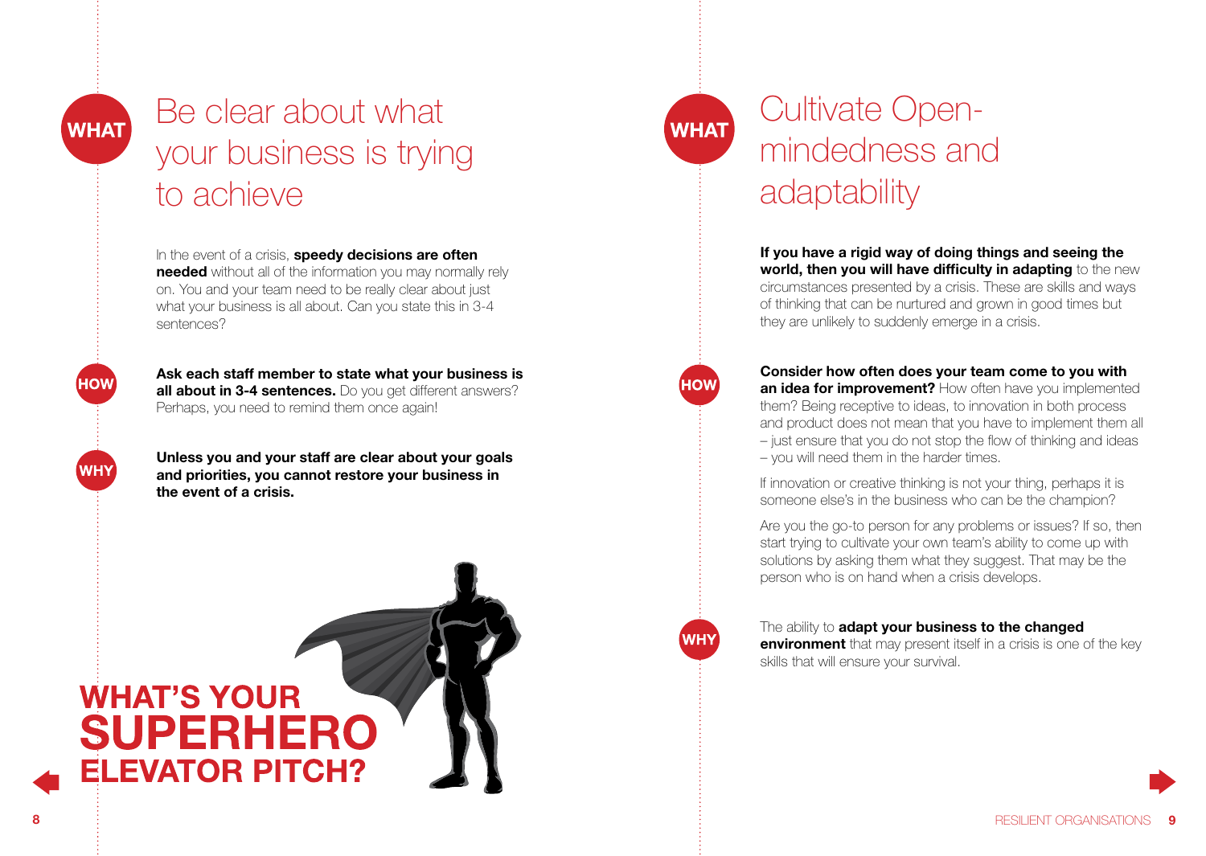## WHAT

# Be clear about what your business is trying to achieve

In the event of a crisis, **speedy decisions are often needed** without all of the information you may normally rely on. You and your team need to be really clear about just what your business is all about. Can you state this in 3-4 sentences?

**HOW**

**Ask each staff member to state what your business is all about in 3-4 sentences.** Do you get different answers? Perhaps, you need to remind them once again!

**WHY**

**Unless you and your staff are clear about your goals and priorities, you cannot restore your business in the event of a crisis.**

**WHAT'S YOUR SUPERHERO ELEVATOR PITCH?**

## WHAT

# Cultivate Open-mindedness and adaptability

**If you have a rigid way of doing things and seeing the world, then you will have difficulty in adapting** to the new circumstances presented by a crisis. These are skills and ways of thinking that can be nurtured and grown in good times but they are unlikely to suddenly emerge in a crisis.

**HOW**

**Consider how often does your team come to you with an idea for improvement?** How often have you implemented them? Being receptive to ideas, to innovation in both process and product does not mean that you have to implement them all – just ensure that you do not stop the flow of thinking and ideas – you will need them in the harder times.

If innovation or creative thinking is not your thing, perhaps it is someone else's in the business who can be the champion?

Are you the go-to person for any problems or issues? If so, then start trying to cultivate your own team's ability to come up with solutions by asking them what they suggest. That may be the person who is on hand when a crisis develops.

**WHY**

The ability to **adapt your business to the changed environment** that may present itself in a crisis is one of the key skills that will ensure your survival.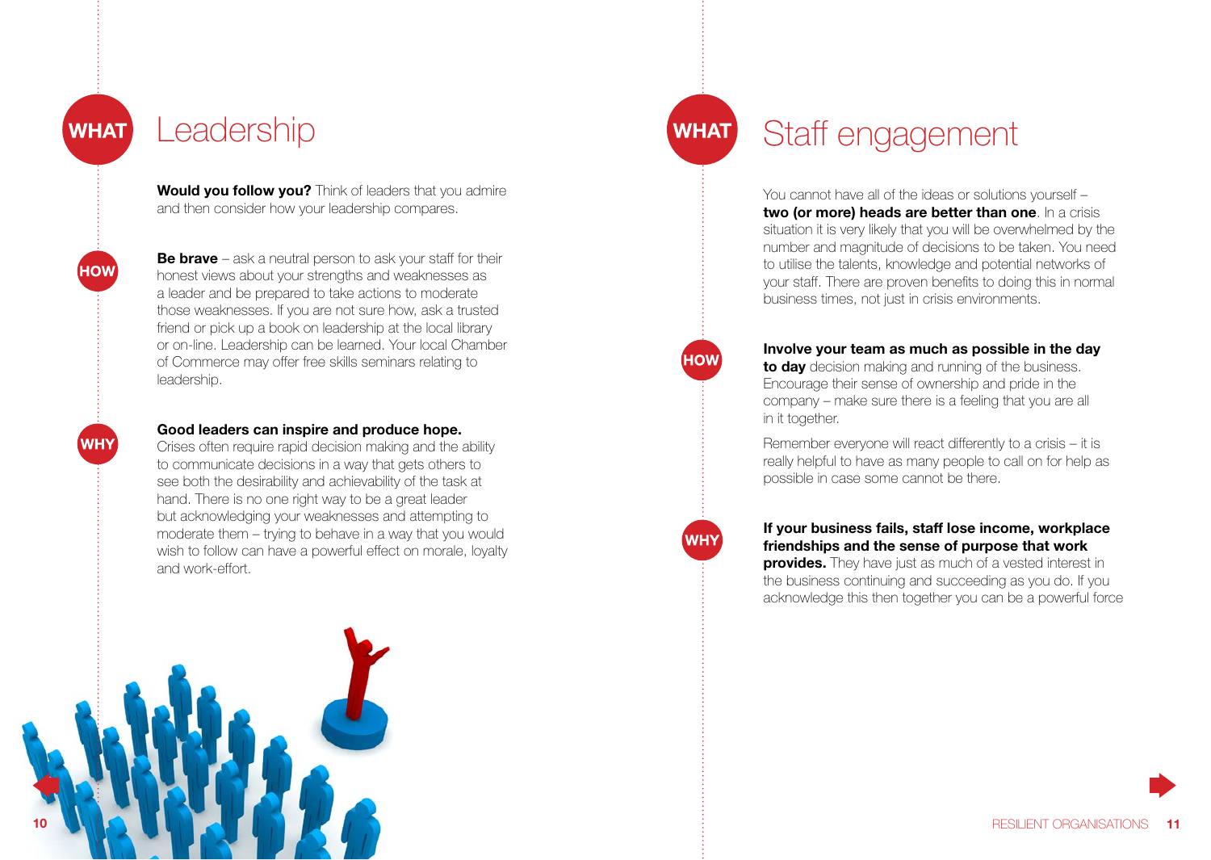## Leadership

**WHAT**

**Would you follow you?** Think of leaders that you admire and then consider how your leadership compares.

**HOW**

**Be brave** – ask a neutral person to ask your staff for their honest views about your strengths and weaknesses as a leader and be prepared to take actions to moderate those weaknesses. If you are not sure how, ask a trusted friend or pick up a book on leadership at the local library or on-line. Leadership can be learned. Your local Chamber of Commerce may offer free skills seminars relating to leadership.

**WHY**

**Good leaders can inspire and produce hope.** Crises often require rapid decision making and the ability to communicate decisions in a way that gets others to see both the desirability and achievability of the task at hand. There is no one right way to be a great leader but acknowledging your weaknesses and attempting to moderate them – trying to behave in a way that you would wish to follow can have a powerful effect on morale, loyalty and work-effort.

## Staff engagement

**WHAT**

You cannot have all of the ideas or solutions yourself – **two (or more) heads are better than one**. In a crisis situation it is very likely that you will be overwhelmed by the number and magnitude of decisions to be taken. You need to utilise the talents, knowledge and potential networks of your staff. There are proven benefits to doing this in normal business times, not just in crisis environments.

**HOW**

**Involve your team as much as possible in the day to day** decision making and running of the business. Encourage their sense of ownership and pride in the company – make sure there is a feeling that you are all in it together.

Remember everyone will react differently to a crisis – it is really helpful to have as many people to call on for help as possible in case some cannot be there.

**WHY**

**If your business fails, staff lose income, workplace friendships and the sense of purpose that work provides.** They have just as much of a vested interest in the business continuing and succeeding as you do. If you acknowledge this then together you can be a powerful force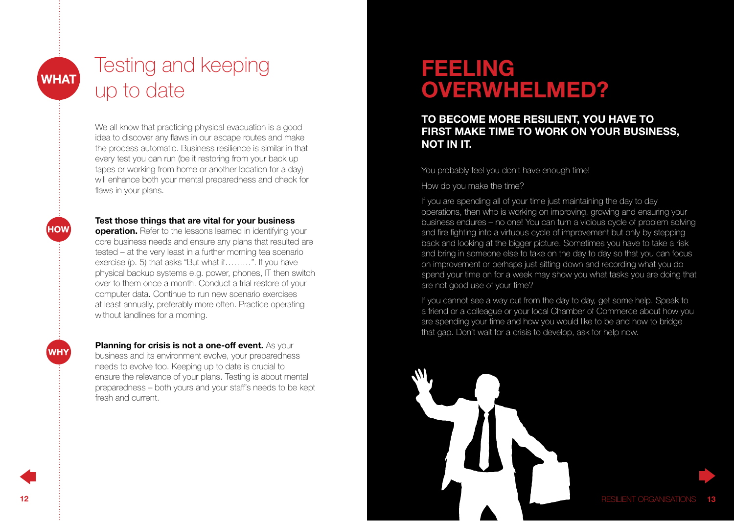# Testing and keeping up to date

**WHAT**

We all know that practicing physical evacuation is a good idea to discover any flaws in our escape routes and make the process automatic. Business resilience is similar in that every test you can run (be it restoring from your back up tapes or working from home or another location for a day) will enhance both your mental preparedness and check for flaws in your plans.

**HOW**

**Test those things that are vital for your business operation.** Refer to the lessons learned in identifying your core business needs and ensure any plans that resulted are tested – at the very least in a further morning tea scenario exercise (p. 5) that asks "But what if………". If you have physical backup systems e.g. power, phones, IT then switch over to them once a month. Conduct a trial restore of your computer data. Continue to run new scenario exercises at least annually, preferably more often. Practice operating without landlines for a morning.

**WHY**

**Planning for crisis is not a one-off event.** As your business and its environment evolve, your preparedness needs to evolve too. Keeping up to date is crucial to ensure the relevance of your plans. Testing is about mental preparedness – both yours and your staff's needs to be kept fresh and current.

# FEELING OVERWHELMED?

## TO BECOME MORE RESILIENT, YOU HAVE TO FIRST MAKE TIME TO WORK ON YOUR BUSINESS, NOT IN IT.

You probably feel you don't have enough time!

How do you make the time?

If you are spending all of your time just maintaining the day to day operations, then who is working on improving, growing and ensuring your business endures – no one! You can turn a vicious cycle of problem solving and fire fighting into a virtuous cycle of improvement but only by stepping back and looking at the bigger picture. Sometimes you have to take a risk and bring in someone else to take on the day to day so that you can focus on improvement or perhaps just sitting down and recording what you do spend your time on for a week may show you what tasks you are doing that are not good use of your time?

If you cannot see a way out from the day to day, get some help. Speak to a friend or a colleague or your local Chamber of Commerce about how you are spending your time and how you would like to be and how to bridge that gap. Don't wait for a crisis to develop, ask for help now.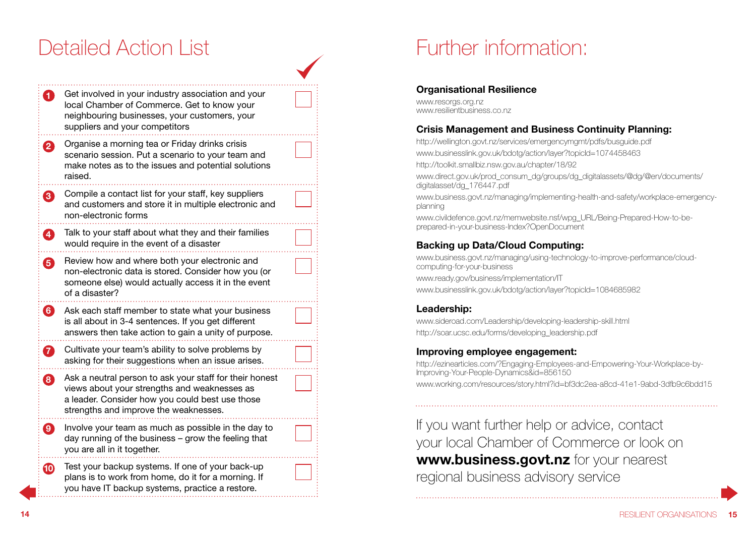# Detailed Action List

1. Get involved in your industry association and your local Chamber of Commerce. Get to know your neighbouring businesses, your customers, your suppliers and your competitors ☐
2. Organise a morning tea or Friday drinks crisis scenario session. Put a scenario to your team and make notes as to the issues and potential solutions raised. ☐
3. Compile a contact list for your staff, key suppliers and customers and store it in multiple electronic and non-electronic forms ☐
4. Talk to your staff about what they and their families would require in the event of a disaster ☐
5. Review how and where both your electronic and non-electronic data is stored. Consider how you (or someone else) would actually access it in the event of a disaster? ☐
6. Ask each staff member to state what your business is all about in 3-4 sentences. If you get different answers then take action to gain a unity of purpose. ☐
7. Cultivate your team's ability to solve problems by asking for their suggestions when an issue arises. ☐
8. Ask a neutral person to ask your staff for their honest views about your strengths and weaknesses as a leader. Consider how you could best use those strengths and improve the weaknesses. ☐
9. Involve your team as much as possible in the day to day running of the business – grow the feeling that you are all in it together. ☐
10. Test your backup systems. If one of your back-up plans is to work from home, do it for a morning. If you have IT backup systems, practice a restore. ☐

# Further information:

**Organisational Resilience**

www.resorgs.org.nz
www.resilientbusiness.co.nz

**Crisis Management and Business Continuity Planning:**

http://wellington.govt.nz/services/emergencymgmt/pdfs/busguide.pdf

www.businesslink.gov.uk/bdotg/action/layer?topicId=1074458463

http://toolkit.smallbiz.nsw.gov.au/chapter/18/92

www.direct.gov.uk/prod_consum_dg/groups/dg_digitalassets/@dg/@en/documents/digitalasset/dg_176447.pdf

www.business.govt.nz/managing/implementing-health-and-safety/workplace-emergency-planning

www.civildefence.govt.nz/memwebsite.nsf/wpg_URL/Being-Prepared-How-to-be-prepared-in-your-business-Index?OpenDocument

**Backing up Data/Cloud Computing:**

www.business.govt.nz/managing/using-technology-to-improve-performance/cloud-computing-for-your-business

www.ready.gov/business/implementation/IT

www.businesslink.gov.uk/bdotg/action/layer?topicId=1084685982

**Leadership:**

www.sideroad.com/Leadership/developing-leadership-skill.html

http://soar.ucsc.edu/forms/developing_leadership.pdf

**Improving employee engagement:**

http://ezinearticles.com/?Engaging-Employees-and-Empowering-Your-Workplace-by-Improving-Your-People-Dynamics&id=856150

www.working.com/resources/story.html?id=bf3dc2ea-a8cd-41e1-9abd-3dfb9c6bdd15

If you want further help or advice, contact your local Chamber of Commerce or look on **www.business.govt.nz** for your nearest regional business advisory service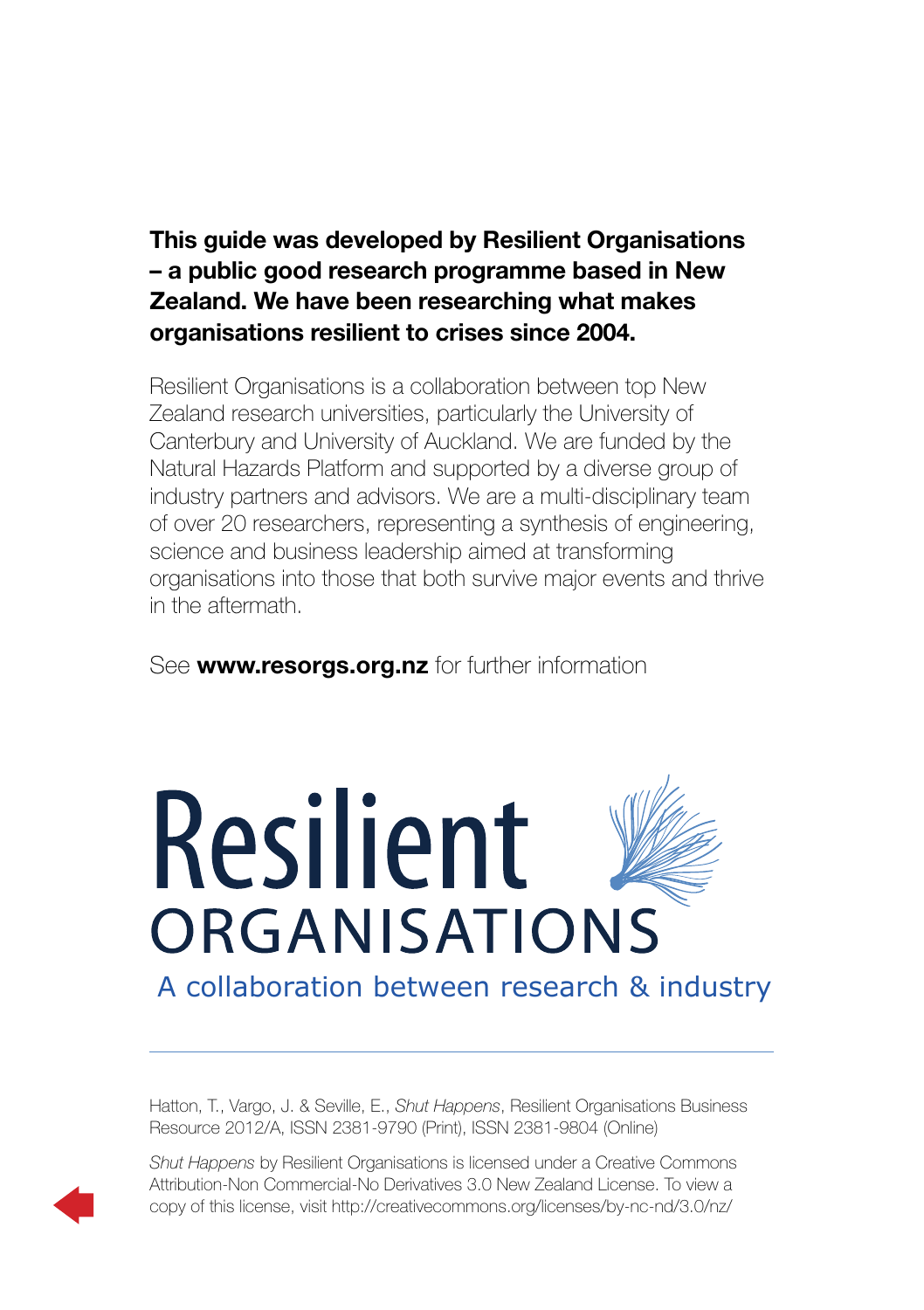**This guide was developed by Resilient Organisations – a public good research programme based in New Zealand. We have been researching what makes organisations resilient to crises since 2004.**

Resilient Organisations is a collaboration between top New Zealand research universities, particularly the University of Canterbury and University of Auckland. We are funded by the Natural Hazards Platform and supported by a diverse group of industry partners and advisors. We are a multi-disciplinary team of over 20 researchers, representing a synthesis of engineering, science and business leadership aimed at transforming organisations into those that both survive major events and thrive in the aftermath.

See **www.resorgs.org.nz** for further information

Resilient ORGANISATIONS

A collaboration between research & industry

---

Hatton, T., Vargo, J. & Seville, E., *Shut Happens*, Resilient Organisations Business Resource 2012/A, ISSN 2381-9790 (Print), ISSN 2381-9804 (Online)

*Shut Happens* by Resilient Organisations is licensed under a Creative Commons Attribution-Non Commercial-No Derivatives 3.0 New Zealand License. To view a copy of this license, visit http://creativecommons.org/licenses/by-nc-nd/3.0/nz/